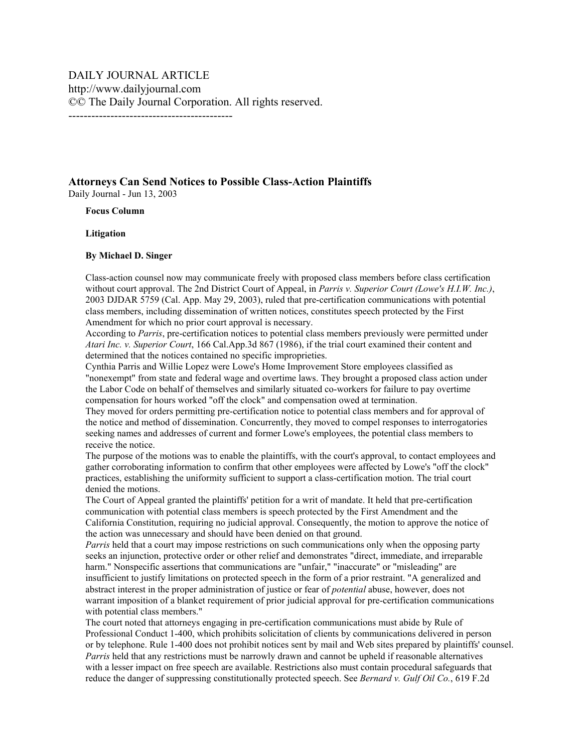DAILY JOURNAL ARTICLE
http://www.dailyjournal.com
©© The Daily Journal Corporation. All rights reserved.

-------------------------------------------

### Attorneys Can Send Notices to Possible Class-Action Plaintiffs

Daily Journal - Jun 13, 2003

**Focus Column**

**Litigation**

**By Michael D. Singer**

Class-action counsel now may communicate freely with proposed class members before class certification without court approval. The 2nd District Court of Appeal, in *Parris v. Superior Court (Lowe's H.I.W. Inc.)*, 2003 DJDAR 5759 (Cal. App. May 29, 2003), ruled that pre-certification communications with potential class members, including dissemination of written notices, constitutes speech protected by the First Amendment for which no prior court approval is necessary.

According to *Parris*, pre-certification notices to potential class members previously were permitted under *Atari Inc. v. Superior Court*, 166 Cal.App.3d 867 (1986), if the trial court examined their content and determined that the notices contained no specific improprieties.

Cynthia Parris and Willie Lopez were Lowe's Home Improvement Store employees classified as "nonexempt" from state and federal wage and overtime laws. They brought a proposed class action under the Labor Code on behalf of themselves and similarly situated co-workers for failure to pay overtime compensation for hours worked "off the clock" and compensation owed at termination.

They moved for orders permitting pre-certification notice to potential class members and for approval of the notice and method of dissemination. Concurrently, they moved to compel responses to interrogatories seeking names and addresses of current and former Lowe's employees, the potential class members to receive the notice.

The purpose of the motions was to enable the plaintiffs, with the court's approval, to contact employees and gather corroborating information to confirm that other employees were affected by Lowe's "off the clock" practices, establishing the uniformity sufficient to support a class-certification motion. The trial court denied the motions.

The Court of Appeal granted the plaintiffs' petition for a writ of mandate. It held that pre-certification communication with potential class members is speech protected by the First Amendment and the California Constitution, requiring no judicial approval. Consequently, the motion to approve the notice of the action was unnecessary and should have been denied on that ground.

*Parris* held that a court may impose restrictions on such communications only when the opposing party seeks an injunction, protective order or other relief and demonstrates "direct, immediate, and irreparable harm." Nonspecific assertions that communications are "unfair," "inaccurate" or "misleading" are insufficient to justify limitations on protected speech in the form of a prior restraint. "A generalized and abstract interest in the proper administration of justice or fear of *potential* abuse, however, does not warrant imposition of a blanket requirement of prior judicial approval for pre-certification communications with potential class members."

The court noted that attorneys engaging in pre-certification communications must abide by Rule of Professional Conduct 1-400, which prohibits solicitation of clients by communications delivered in person or by telephone. Rule 1-400 does not prohibit notices sent by mail and Web sites prepared by plaintiffs' counsel.

*Parris* held that any restrictions must be narrowly drawn and cannot be upheld if reasonable alternatives with a lesser impact on free speech are available. Restrictions also must contain procedural safeguards that reduce the danger of suppressing constitutionally protected speech. See *Bernard v. Gulf Oil Co.*, 619 F.2d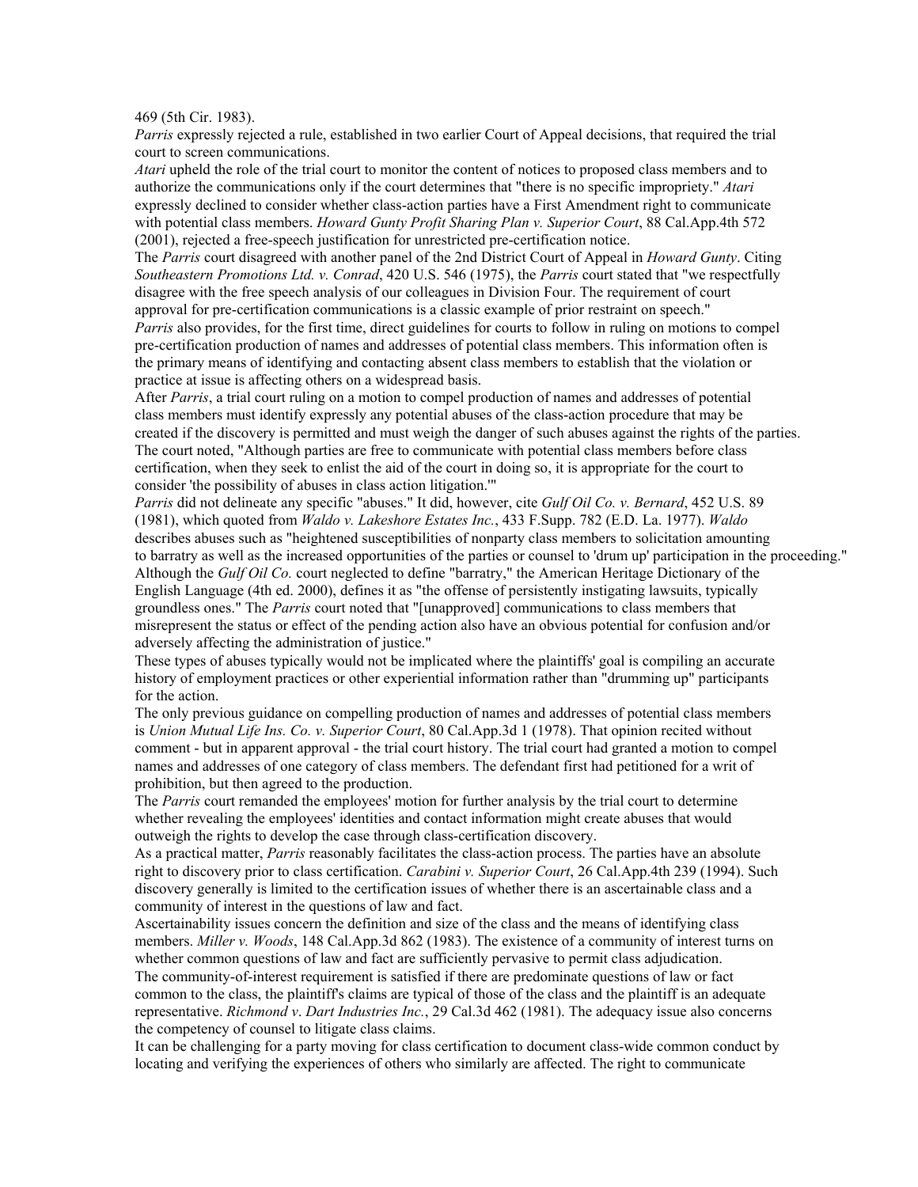469 (5th Cir. 1983).

*Parris* expressly rejected a rule, established in two earlier Court of Appeal decisions, that required the trial court to screen communications.

*Atari* upheld the role of the trial court to monitor the content of notices to proposed class members and to authorize the communications only if the court determines that "there is no specific impropriety." *Atari* expressly declined to consider whether class-action parties have a First Amendment right to communicate with potential class members. *Howard Gunty Profit Sharing Plan v. Superior Court*, 88 Cal.App.4th 572 (2001), rejected a free-speech justification for unrestricted pre-certification notice.

The *Parris* court disagreed with another panel of the 2nd District Court of Appeal in *Howard Gunty*. Citing *Southeastern Promotions Ltd. v. Conrad*, 420 U.S. 546 (1975), the *Parris* court stated that "we respectfully disagree with the free speech analysis of our colleagues in Division Four. The requirement of court approval for pre-certification communications is a classic example of prior restraint on speech."

*Parris* also provides, for the first time, direct guidelines for courts to follow in ruling on motions to compel pre-certification production of names and addresses of potential class members. This information often is the primary means of identifying and contacting absent class members to establish that the violation or practice at issue is affecting others on a widespread basis.

After *Parris*, a trial court ruling on a motion to compel production of names and addresses of potential class members must identify expressly any potential abuses of the class-action procedure that may be created if the discovery is permitted and must weigh the danger of such abuses against the rights of the parties. The court noted, "Although parties are free to communicate with potential class members before class certification, when they seek to enlist the aid of the court in doing so, it is appropriate for the court to consider 'the possibility of abuses in class action litigation.'"

*Parris* did not delineate any specific "abuses." It did, however, cite *Gulf Oil Co. v. Bernard*, 452 U.S. 89 (1981), which quoted from *Waldo v. Lakeshore Estates Inc.*, 433 F.Supp. 782 (E.D. La. 1977). *Waldo* describes abuses such as "heightened susceptibilities of nonparty class members to solicitation amounting to barratry as well as the increased opportunities of the parties or counsel to 'drum up' participation in the proceeding." Although the *Gulf Oil Co.* court neglected to define "barratry," the American Heritage Dictionary of the English Language (4th ed. 2000), defines it as "the offense of persistently instigating lawsuits, typically groundless ones." The *Parris* court noted that "[unapproved] communications to class members that misrepresent the status or effect of the pending action also have an obvious potential for confusion and/or adversely affecting the administration of justice."

These types of abuses typically would not be implicated where the plaintiffs' goal is compiling an accurate history of employment practices or other experiential information rather than "drumming up" participants for the action.

The only previous guidance on compelling production of names and addresses of potential class members is *Union Mutual Life Ins. Co. v. Superior Court*, 80 Cal.App.3d 1 (1978). That opinion recited without comment - but in apparent approval - the trial court history. The trial court had granted a motion to compel names and addresses of one category of class members. The defendant first had petitioned for a writ of prohibition, but then agreed to the production.

The *Parris* court remanded the employees' motion for further analysis by the trial court to determine whether revealing the employees' identities and contact information might create abuses that would outweigh the rights to develop the case through class-certification discovery.

As a practical matter, *Parris* reasonably facilitates the class-action process. The parties have an absolute right to discovery prior to class certification. *Carabini v. Superior Court*, 26 Cal.App.4th 239 (1994). Such discovery generally is limited to the certification issues of whether there is an ascertainable class and a community of interest in the questions of law and fact.

Ascertainability issues concern the definition and size of the class and the means of identifying class members. *Miller v. Woods*, 148 Cal.App.3d 862 (1983). The existence of a community of interest turns on whether common questions of law and fact are sufficiently pervasive to permit class adjudication.

The community-of-interest requirement is satisfied if there are predominate questions of law or fact common to the class, the plaintiff's claims are typical of those of the class and the plaintiff is an adequate representative. *Richmond v. Dart Industries Inc.*, 29 Cal.3d 462 (1981). The adequacy issue also concerns the competency of counsel to litigate class claims.

It can be challenging for a party moving for class certification to document class-wide common conduct by locating and verifying the experiences of others who similarly are affected. The right to communicate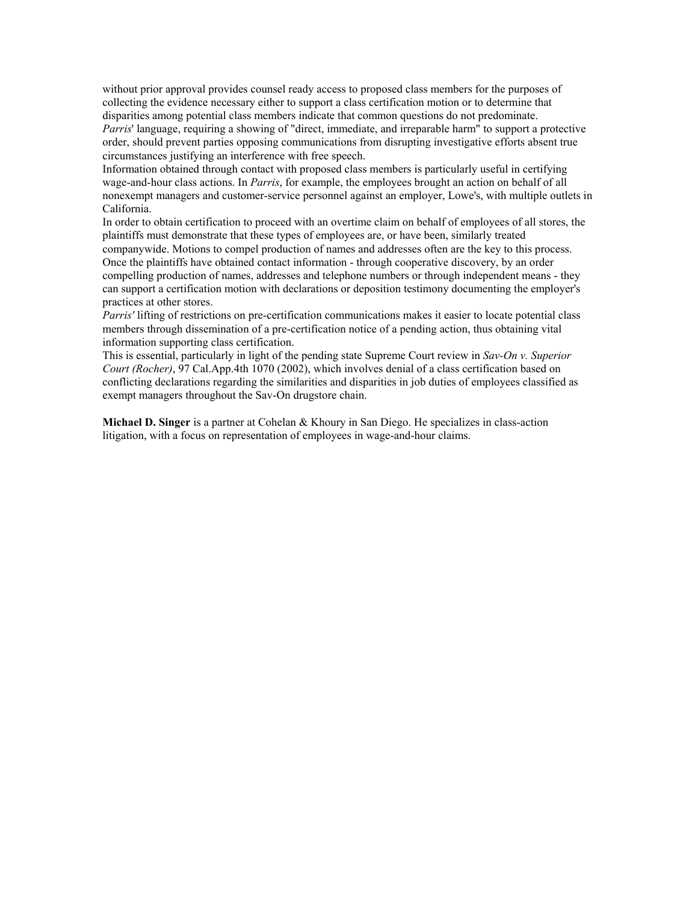without prior approval provides counsel ready access to proposed class members for the purposes of collecting the evidence necessary either to support a class certification motion or to determine that disparities among potential class members indicate that common questions do not predominate.

*Parris*' language, requiring a showing of "direct, immediate, and irreparable harm" to support a protective order, should prevent parties opposing communications from disrupting investigative efforts absent true circumstances justifying an interference with free speech.

Information obtained through contact with proposed class members is particularly useful in certifying wage-and-hour class actions. In *Parris*, for example, the employees brought an action on behalf of all nonexempt managers and customer-service personnel against an employer, Lowe's, with multiple outlets in California.

In order to obtain certification to proceed with an overtime claim on behalf of employees of all stores, the plaintiffs must demonstrate that these types of employees are, or have been, similarly treated companywide. Motions to compel production of names and addresses often are the key to this process. Once the plaintiffs have obtained contact information - through cooperative discovery, by an order compelling production of names, addresses and telephone numbers or through independent means - they can support a certification motion with declarations or deposition testimony documenting the employer's practices at other stores.

*Parris'* lifting of restrictions on pre-certification communications makes it easier to locate potential class members through dissemination of a pre-certification notice of a pending action, thus obtaining vital information supporting class certification.

This is essential, particularly in light of the pending state Supreme Court review in *Sav-On v. Superior Court (Rocher)*, 97 Cal.App.4th 1070 (2002), which involves denial of a class certification based on conflicting declarations regarding the similarities and disparities in job duties of employees classified as exempt managers throughout the Sav-On drugstore chain.

**Michael D. Singer** is a partner at Cohelan & Khoury in San Diego. He specializes in class-action litigation, with a focus on representation of employees in wage-and-hour claims.